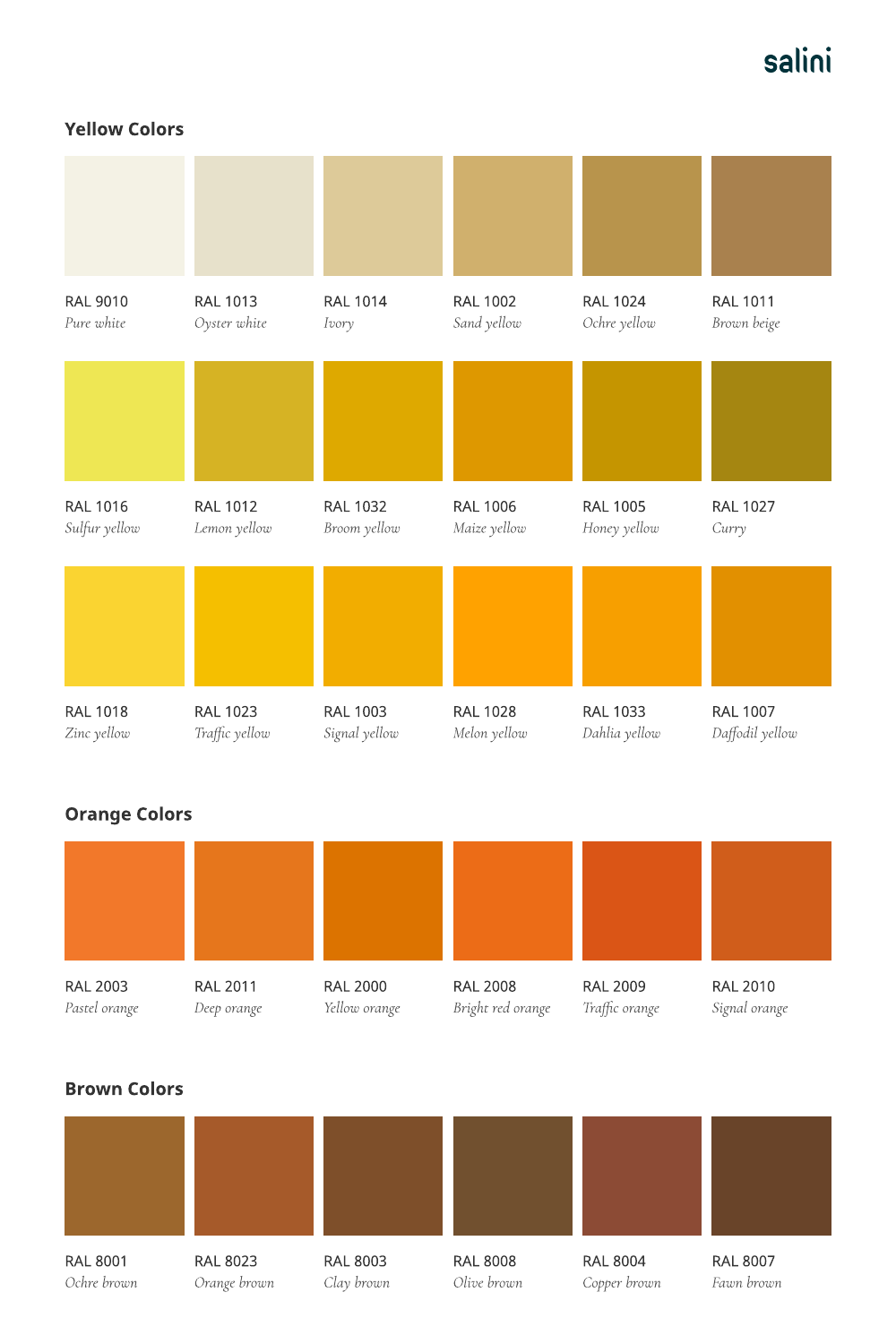salini

## Yellow Colors

RAL 9010
*Pure white*

RAL 1013
*Oyster white*

RAL 1014
*Ivory*

RAL 1002
*Sand yellow*

RAL 1024
*Ochre yellow*

RAL 1011
*Brown beige*

RAL 1016
*Sulfur yellow*

RAL 1012
*Lemon yellow*

RAL 1032
*Broom yellow*

RAL 1006
*Maize yellow*

RAL 1005
*Honey yellow*

RAL 1027
*Curry*

RAL 1018
*Zinc yellow*

RAL 1023
*Traffic yellow*

RAL 1003
*Signal yellow*

RAL 1028
*Melon yellow*

RAL 1033
*Dahlia yellow*

RAL 1007
*Daffodil yellow*

## Orange Colors

RAL 2003
*Pastel orange*

RAL 2011
*Deep orange*

RAL 2000
*Yellow orange*

RAL 2008
*Bright red orange*

RAL 2009
*Traffic orange*

RAL 2010
*Signal orange*

## Brown Colors

RAL 8001
*Ochre brown*

RAL 8023
*Orange brown*

RAL 8003
*Clay brown*

RAL 8008
*Olive brown*

RAL 8004
*Copper brown*

RAL 8007
*Fawn brown*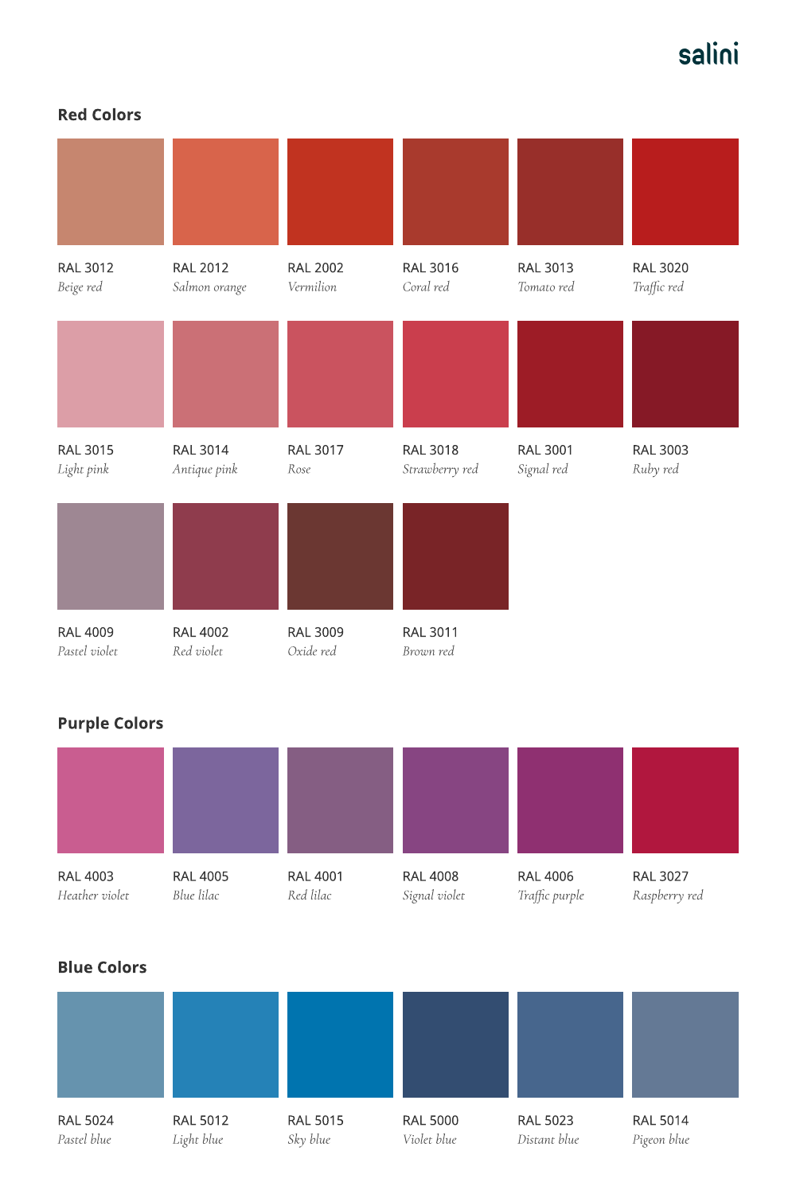## Red Colors

| | | | | | |
|---|---|---|---|---|---|
| RAL 3012 *Beige red* | RAL 2012 *Salmon orange* | RAL 2002 *Vermilion* | RAL 3016 *Coral red* | RAL 3013 *Tomato red* | RAL 3020 *Traffic red* |
| RAL 3015 *Light pink* | RAL 3014 *Antique pink* | RAL 3017 *Rose* | RAL 3018 *Strawberry red* | RAL 3001 *Signal red* | RAL 3003 *Ruby red* |
| RAL 4009 *Pastel violet* | RAL 4002 *Red violet* | RAL 3009 *Oxide red* | RAL 3011 *Brown red* | | |

## Purple Colors

| | | | | | |
|---|---|---|---|---|---|
| RAL 4003 *Heather violet* | RAL 4005 *Blue lilac* | RAL 4001 *Red lilac* | RAL 4008 *Signal violet* | RAL 4006 *Traffic purple* | RAL 3027 *Raspberry red* |

## Blue Colors

| | | | | | |
|---|---|---|---|---|---|
| RAL 5024 *Pastel blue* | RAL 5012 *Light blue* | RAL 5015 *Sky blue* | RAL 5000 *Violet blue* | RAL 5023 *Distant blue* | RAL 5014 *Pigeon blue* |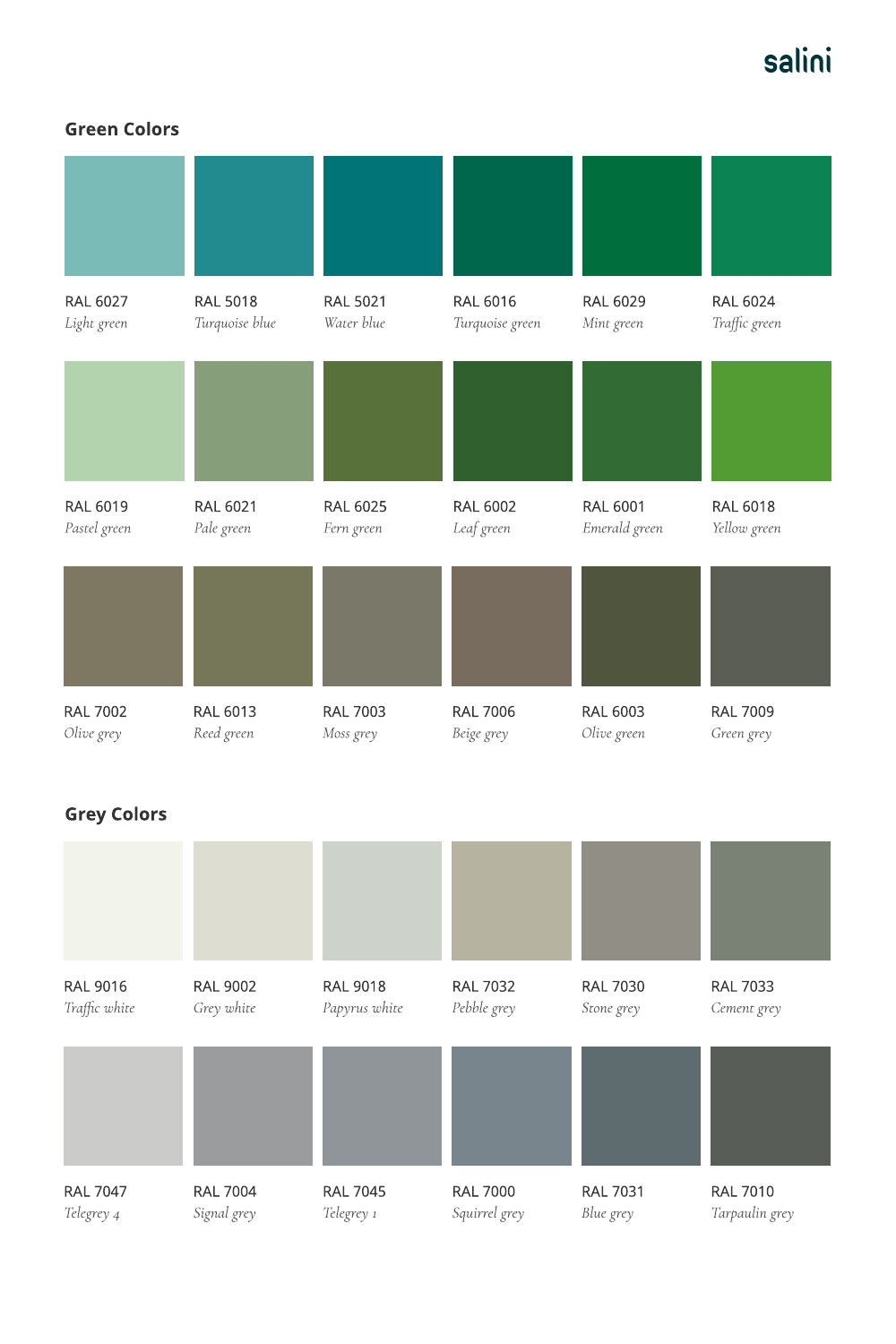salini

## Green Colors

RAL 6027
*Light green*

RAL 5018
*Turquoise blue*

RAL 5021
*Water blue*

RAL 6016
*Turquoise green*

RAL 6029
*Mint green*

RAL 6024
*Traffic green*

RAL 6019
*Pastel green*

RAL 6021
*Pale green*

RAL 6025
*Fern green*

RAL 6002
*Leaf green*

RAL 6001
*Emerald green*

RAL 6018
*Yellow green*

RAL 7002
*Olive grey*

RAL 6013
*Reed green*

RAL 7003
*Moss grey*

RAL 7006
*Beige grey*

RAL 6003
*Olive green*

RAL 7009
*Green grey*

## Grey Colors

RAL 9016
*Traffic white*

RAL 9002
*Grey white*

RAL 9018
*Papyrus white*

RAL 7032
*Pebble grey*

RAL 7030
*Stone grey*

RAL 7033
*Cement grey*

RAL 7047
*Telegrey 4*

RAL 7004
*Signal grey*

RAL 7045
*Telegrey 1*

RAL 7000
*Squirrel grey*

RAL 7031
*Blue grey*

RAL 7010
*Tarpaulin grey*